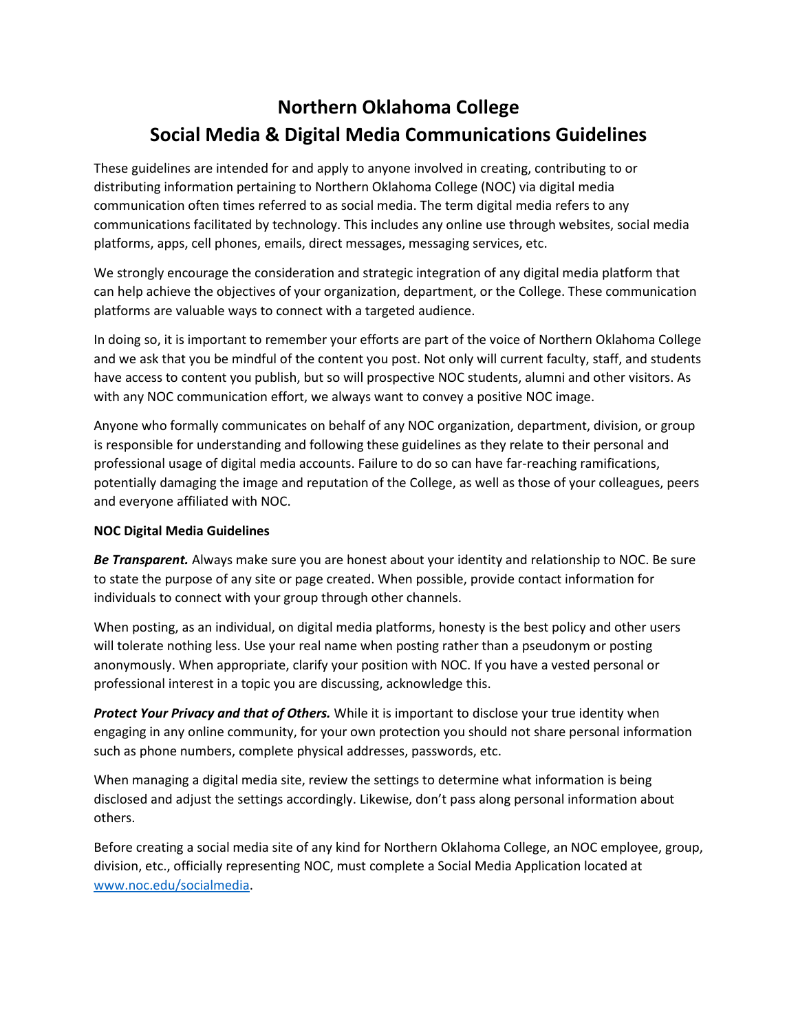# Northern Oklahoma College
# Social Media & Digital Media Communications Guidelines

These guidelines are intended for and apply to anyone involved in creating, contributing to or distributing information pertaining to Northern Oklahoma College (NOC) via digital media communication often times referred to as social media. The term digital media refers to any communications facilitated by technology. This includes any online use through websites, social media platforms, apps, cell phones, emails, direct messages, messaging services, etc.

We strongly encourage the consideration and strategic integration of any digital media platform that can help achieve the objectives of your organization, department, or the College. These communication platforms are valuable ways to connect with a targeted audience.

In doing so, it is important to remember your efforts are part of the voice of Northern Oklahoma College and we ask that you be mindful of the content you post. Not only will current faculty, staff, and students have access to content you publish, but so will prospective NOC students, alumni and other visitors. As with any NOC communication effort, we always want to convey a positive NOC image.

Anyone who formally communicates on behalf of any NOC organization, department, division, or group is responsible for understanding and following these guidelines as they relate to their personal and professional usage of digital media accounts. Failure to do so can have far-reaching ramifications, potentially damaging the image and reputation of the College, as well as those of your colleagues, peers and everyone affiliated with NOC.

**NOC Digital Media Guidelines**

***Be Transparent.*** Always make sure you are honest about your identity and relationship to NOC. Be sure to state the purpose of any site or page created. When possible, provide contact information for individuals to connect with your group through other channels.

When posting, as an individual, on digital media platforms, honesty is the best policy and other users will tolerate nothing less. Use your real name when posting rather than a pseudonym or posting anonymously. When appropriate, clarify your position with NOC. If you have a vested personal or professional interest in a topic you are discussing, acknowledge this.

***Protect Your Privacy and that of Others.*** While it is important to disclose your true identity when engaging in any online community, for your own protection you should not share personal information such as phone numbers, complete physical addresses, passwords, etc.

When managing a digital media site, review the settings to determine what information is being disclosed and adjust the settings accordingly. Likewise, don't pass along personal information about others.

Before creating a social media site of any kind for Northern Oklahoma College, an NOC employee, group, division, etc., officially representing NOC, must complete a Social Media Application located at [www.noc.edu/socialmedia](http://www.noc.edu/socialmedia).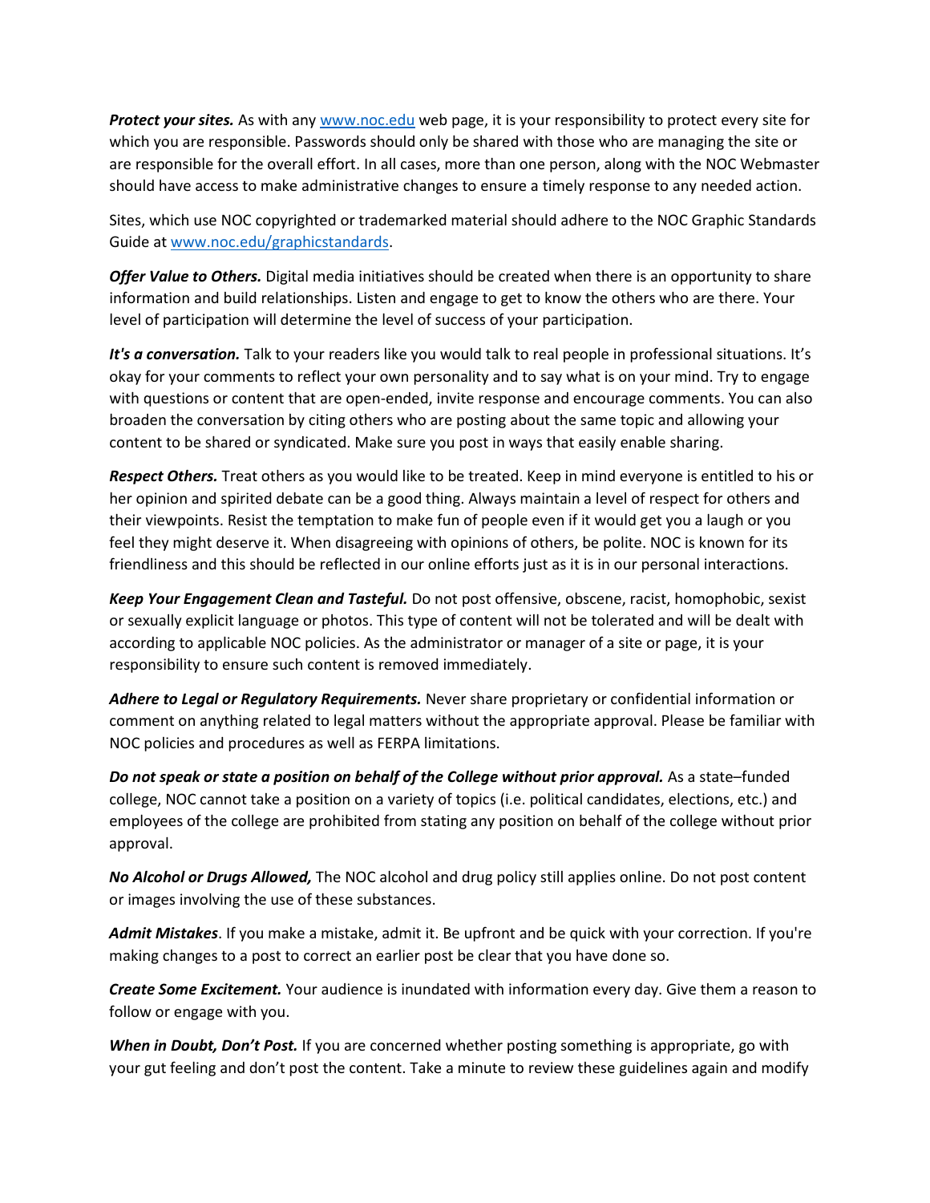***Protect your sites.*** As with any [www.noc.edu](http://www.noc.edu) web page, it is your responsibility to protect every site for which you are responsible. Passwords should only be shared with those who are managing the site or are responsible for the overall effort. In all cases, more than one person, along with the NOC Webmaster should have access to make administrative changes to ensure a timely response to any needed action.

Sites, which use NOC copyrighted or trademarked material should adhere to the NOC Graphic Standards Guide at [www.noc.edu/graphicstandards](http://www.noc.edu/graphicstandards).

***Offer Value to Others.*** Digital media initiatives should be created when there is an opportunity to share information and build relationships. Listen and engage to get to know the others who are there. Your level of participation will determine the level of success of your participation.

***It's a conversation.*** Talk to your readers like you would talk to real people in professional situations. It's okay for your comments to reflect your own personality and to say what is on your mind. Try to engage with questions or content that are open-ended, invite response and encourage comments. You can also broaden the conversation by citing others who are posting about the same topic and allowing your content to be shared or syndicated. Make sure you post in ways that easily enable sharing.

***Respect Others.*** Treat others as you would like to be treated. Keep in mind everyone is entitled to his or her opinion and spirited debate can be a good thing. Always maintain a level of respect for others and their viewpoints. Resist the temptation to make fun of people even if it would get you a laugh or you feel they might deserve it. When disagreeing with opinions of others, be polite. NOC is known for its friendliness and this should be reflected in our online efforts just as it is in our personal interactions.

***Keep Your Engagement Clean and Tasteful.*** Do not post offensive, obscene, racist, homophobic, sexist or sexually explicit language or photos. This type of content will not be tolerated and will be dealt with according to applicable NOC policies. As the administrator or manager of a site or page, it is your responsibility to ensure such content is removed immediately.

***Adhere to Legal or Regulatory Requirements.*** Never share proprietary or confidential information or comment on anything related to legal matters without the appropriate approval. Please be familiar with NOC policies and procedures as well as FERPA limitations.

***Do not speak or state a position on behalf of the College without prior approval.*** As a state–funded college, NOC cannot take a position on a variety of topics (i.e. political candidates, elections, etc.) and employees of the college are prohibited from stating any position on behalf of the college without prior approval.

***No Alcohol or Drugs Allowed,*** The NOC alcohol and drug policy still applies online. Do not post content or images involving the use of these substances.

***Admit Mistakes***. If you make a mistake, admit it. Be upfront and be quick with your correction. If you're making changes to a post to correct an earlier post be clear that you have done so.

***Create Some Excitement.*** Your audience is inundated with information every day. Give them a reason to follow or engage with you.

***When in Doubt, Don't Post.*** If you are concerned whether posting something is appropriate, go with your gut feeling and don't post the content. Take a minute to review these guidelines again and modify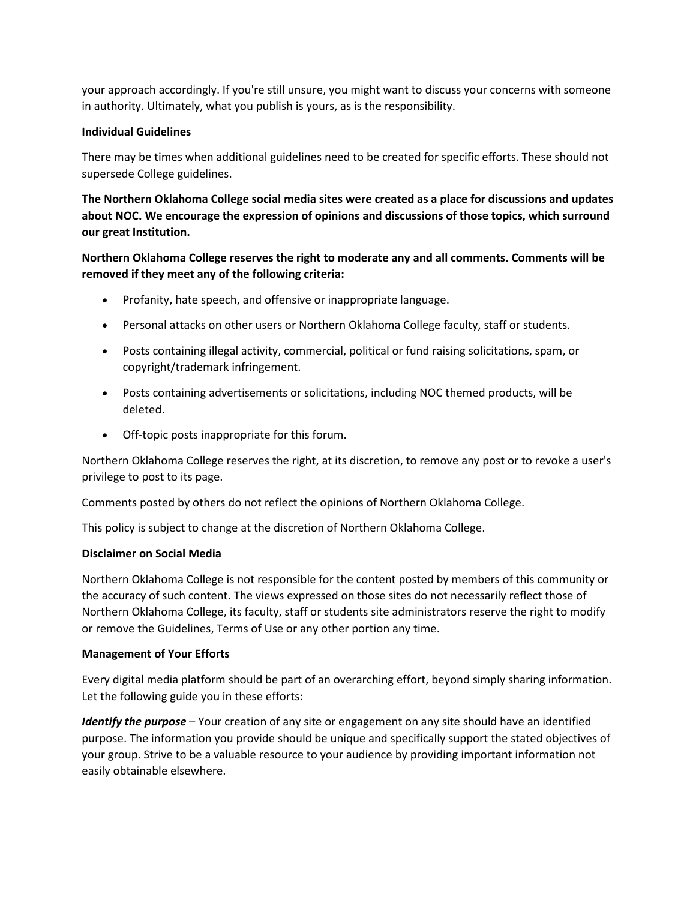your approach accordingly. If you're still unsure, you might want to discuss your concerns with someone in authority. Ultimately, what you publish is yours, as is the responsibility.

**Individual Guidelines**

There may be times when additional guidelines need to be created for specific efforts. These should not supersede College guidelines.

**The Northern Oklahoma College social media sites were created as a place for discussions and updates about NOC. We encourage the expression of opinions and discussions of those topics, which surround our great Institution.**

**Northern Oklahoma College reserves the right to moderate any and all comments. Comments will be removed if they meet any of the following criteria:**

- Profanity, hate speech, and offensive or inappropriate language.
- Personal attacks on other users or Northern Oklahoma College faculty, staff or students.
- Posts containing illegal activity, commercial, political or fund raising solicitations, spam, or copyright/trademark infringement.
- Posts containing advertisements or solicitations, including NOC themed products, will be deleted.
- Off-topic posts inappropriate for this forum.

Northern Oklahoma College reserves the right, at its discretion, to remove any post or to revoke a user's privilege to post to its page.

Comments posted by others do not reflect the opinions of Northern Oklahoma College.

This policy is subject to change at the discretion of Northern Oklahoma College.

**Disclaimer on Social Media**

Northern Oklahoma College is not responsible for the content posted by members of this community or the accuracy of such content. The views expressed on those sites do not necessarily reflect those of Northern Oklahoma College, its faculty, staff or students site administrators reserve the right to modify or remove the Guidelines, Terms of Use or any other portion any time.

**Management of Your Efforts**

Every digital media platform should be part of an overarching effort, beyond simply sharing information. Let the following guide you in these efforts:

***Identify the purpose*** – Your creation of any site or engagement on any site should have an identified purpose. The information you provide should be unique and specifically support the stated objectives of your group. Strive to be a valuable resource to your audience by providing important information not easily obtainable elsewhere.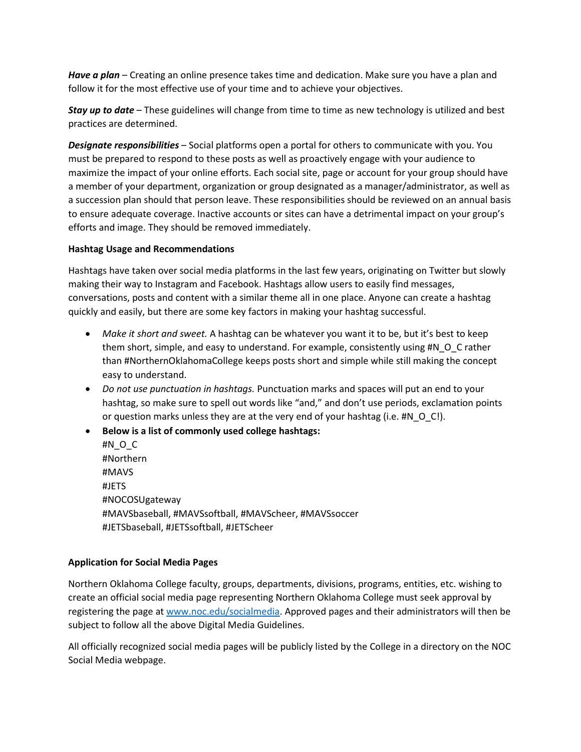***Have a plan*** – Creating an online presence takes time and dedication. Make sure you have a plan and follow it for the most effective use of your time and to achieve your objectives.

***Stay up to date*** – These guidelines will change from time to time as new technology is utilized and best practices are determined.

***Designate responsibilities*** – Social platforms open a portal for others to communicate with you. You must be prepared to respond to these posts as well as proactively engage with your audience to maximize the impact of your online efforts. Each social site, page or account for your group should have a member of your department, organization or group designated as a manager/administrator, as well as a succession plan should that person leave. These responsibilities should be reviewed on an annual basis to ensure adequate coverage. Inactive accounts or sites can have a detrimental impact on your group's efforts and image. They should be removed immediately.

**Hashtag Usage and Recommendations**

Hashtags have taken over social media platforms in the last few years, originating on Twitter but slowly making their way to Instagram and Facebook. Hashtags allow users to easily find messages, conversations, posts and content with a similar theme all in one place. Anyone can create a hashtag quickly and easily, but there are some key factors in making your hashtag successful.

- *Make it short and sweet.* A hashtag can be whatever you want it to be, but it's best to keep them short, simple, and easy to understand. For example, consistently using #N_O_C rather than #NorthernOklahomaCollege keeps posts short and simple while still making the concept easy to understand.
- *Do not use punctuation in hashtags.* Punctuation marks and spaces will put an end to your hashtag, so make sure to spell out words like "and," and don't use periods, exclamation points or question marks unless they are at the very end of your hashtag (i.e. #N_O_C!).
- **Below is a list of commonly used college hashtags:**
  #N_O_C
  #Northern
  #MAVS
  #JETS
  #NOCOSUgateway
  #MAVSbaseball, #MAVSsoftball, #MAVScheer, #MAVSsoccer
  #JETSbaseball, #JETSsoftball, #JETScheer

**Application for Social Media Pages**

Northern Oklahoma College faculty, groups, departments, divisions, programs, entities, etc. wishing to create an official social media page representing Northern Oklahoma College must seek approval by registering the page at www.noc.edu/socialmedia. Approved pages and their administrators will then be subject to follow all the above Digital Media Guidelines.

All officially recognized social media pages will be publicly listed by the College in a directory on the NOC Social Media webpage.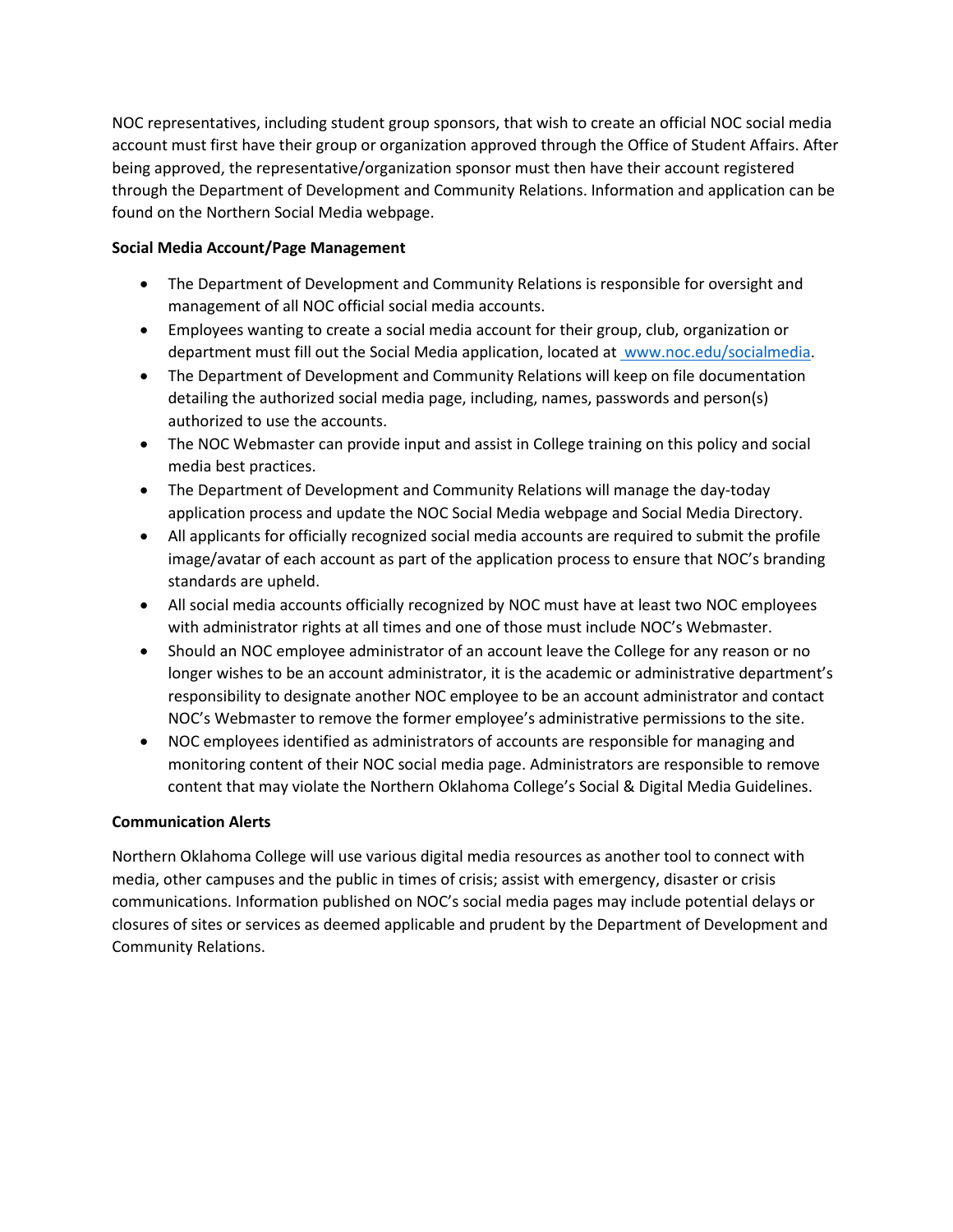NOC representatives, including student group sponsors, that wish to create an official NOC social media account must first have their group or organization approved through the Office of Student Affairs. After being approved, the representative/organization sponsor must then have their account registered through the Department of Development and Community Relations. Information and application can be found on the Northern Social Media webpage.

**Social Media Account/Page Management**

- The Department of Development and Community Relations is responsible for oversight and management of all NOC official social media accounts.
- Employees wanting to create a social media account for their group, club, organization or department must fill out the Social Media application, located at www.noc.edu/socialmedia.
- The Department of Development and Community Relations will keep on file documentation detailing the authorized social media page, including, names, passwords and person(s) authorized to use the accounts.
- The NOC Webmaster can provide input and assist in College training on this policy and social media best practices.
- The Department of Development and Community Relations will manage the day-today application process and update the NOC Social Media webpage and Social Media Directory.
- All applicants for officially recognized social media accounts are required to submit the profile image/avatar of each account as part of the application process to ensure that NOC's branding standards are upheld.
- All social media accounts officially recognized by NOC must have at least two NOC employees with administrator rights at all times and one of those must include NOC's Webmaster.
- Should an NOC employee administrator of an account leave the College for any reason or no longer wishes to be an account administrator, it is the academic or administrative department's responsibility to designate another NOC employee to be an account administrator and contact NOC's Webmaster to remove the former employee's administrative permissions to the site.
- NOC employees identified as administrators of accounts are responsible for managing and monitoring content of their NOC social media page. Administrators are responsible to remove content that may violate the Northern Oklahoma College's Social & Digital Media Guidelines.

**Communication Alerts**

Northern Oklahoma College will use various digital media resources as another tool to connect with media, other campuses and the public in times of crisis; assist with emergency, disaster or crisis communications. Information published on NOC's social media pages may include potential delays or closures of sites or services as deemed applicable and prudent by the Department of Development and Community Relations.